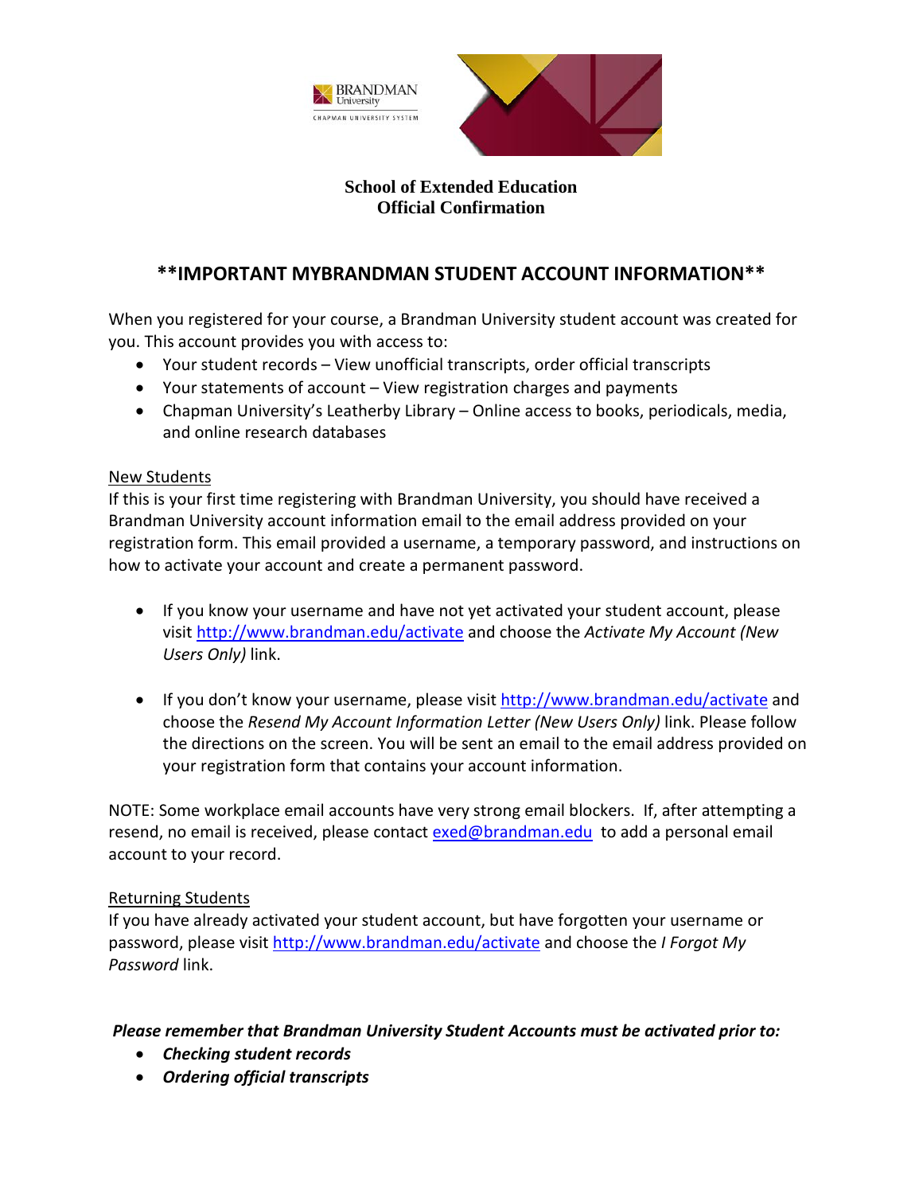**School of Extended Education**
**Official Confirmation**

## **IMPORTANT MYBRANDMAN STUDENT ACCOUNT INFORMATION**

When you registered for your course, a Brandman University student account was created for you. This account provides you with access to:

- Your student records – View unofficial transcripts, order official transcripts
- Your statements of account – View registration charges and payments
- Chapman University's Leatherby Library – Online access to books, periodicals, media, and online research databases

New Students

If this is your first time registering with Brandman University, you should have received a Brandman University account information email to the email address provided on your registration form. This email provided a username, a temporary password, and instructions on how to activate your account and create a permanent password.

- If you know your username and have not yet activated your student account, please visit http://www.brandman.edu/activate and choose the *Activate My Account (New Users Only)* link.

- If you don't know your username, please visit http://www.brandman.edu/activate and choose the *Resend My Account Information Letter (New Users Only)* link. Please follow the directions on the screen. You will be sent an email to the email address provided on your registration form that contains your account information.

NOTE: Some workplace email accounts have very strong email blockers. If, after attempting a resend, no email is received, please contact exed@brandman.edu to add a personal email account to your record.

Returning Students

If you have already activated your student account, but have forgotten your username or password, please visit http://www.brandman.edu/activate and choose the *I Forgot My Password* link.

***Please remember that Brandman University Student Accounts must be activated prior to:***

- ***Checking student records***
- ***Ordering official transcripts***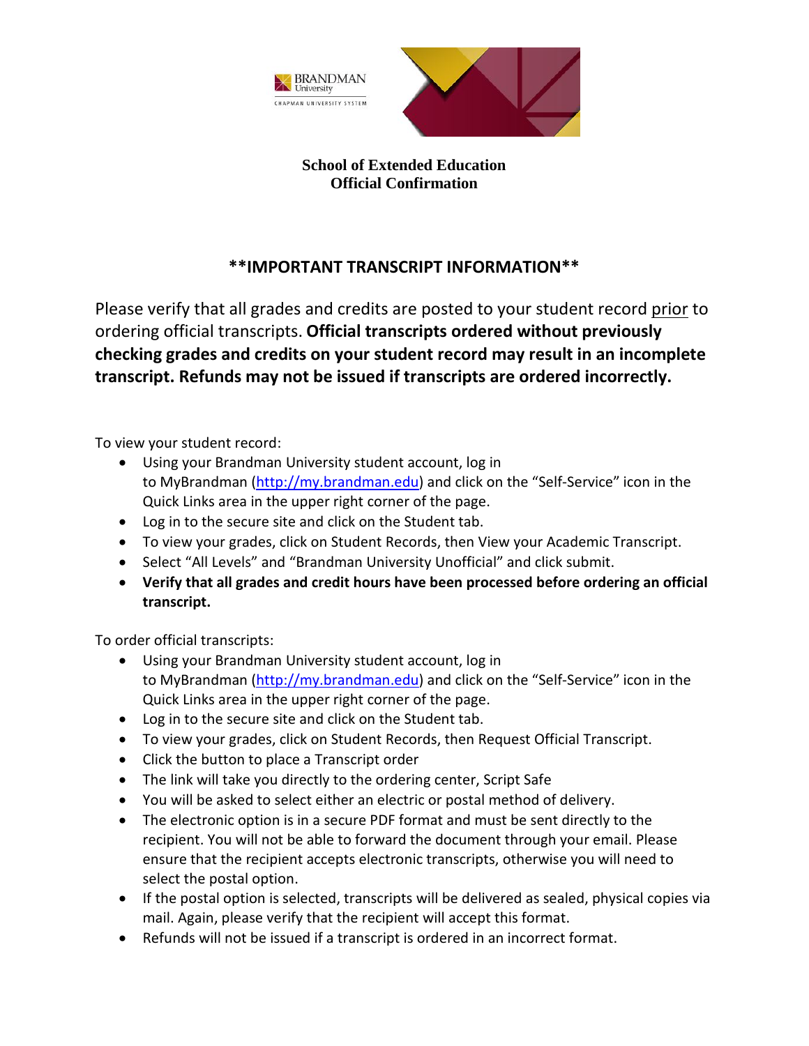BRANDMAN University
CHAPMAN UNIVERSITY SYSTEM

**School of Extended Education**
**Official Confirmation**

## **\*\*IMPORTANT TRANSCRIPT INFORMATION\*\***

Please verify that all grades and credits are posted to your student record prior to ordering official transcripts. **Official transcripts ordered without previously checking grades and credits on your student record may result in an incomplete transcript. Refunds may not be issued if transcripts are ordered incorrectly.**

To view your student record:

- Using your Brandman University student account, log in to MyBrandman (http://my.brandman.edu) and click on the "Self-Service" icon in the Quick Links area in the upper right corner of the page.
- Log in to the secure site and click on the Student tab.
- To view your grades, click on Student Records, then View your Academic Transcript.
- Select "All Levels" and "Brandman University Unofficial" and click submit.
- **Verify that all grades and credit hours have been processed before ordering an official transcript.**

To order official transcripts:

- Using your Brandman University student account, log in to MyBrandman (http://my.brandman.edu) and click on the "Self-Service" icon in the Quick Links area in the upper right corner of the page.
- Log in to the secure site and click on the Student tab.
- To view your grades, click on Student Records, then Request Official Transcript.
- Click the button to place a Transcript order
- The link will take you directly to the ordering center, Script Safe
- You will be asked to select either an electric or postal method of delivery.
- The electronic option is in a secure PDF format and must be sent directly to the recipient. You will not be able to forward the document through your email. Please ensure that the recipient accepts electronic transcripts, otherwise you will need to select the postal option.
- If the postal option is selected, transcripts will be delivered as sealed, physical copies via mail. Again, please verify that the recipient will accept this format.
- Refunds will not be issued if a transcript is ordered in an incorrect format.